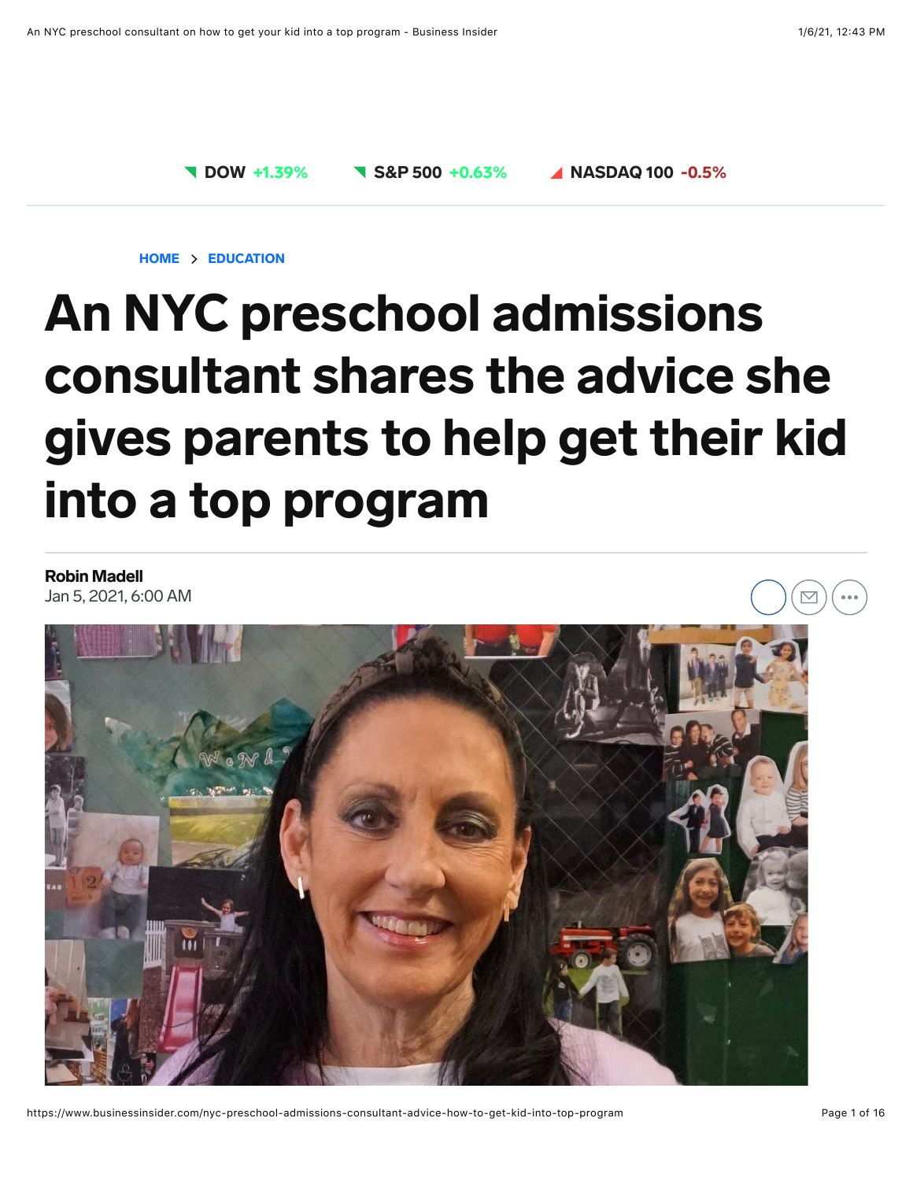DOW +1.39% S&P 500 +0.63% NASDAQ 100 -0.5%

HOME > EDUCATION

# An NYC preschool admissions consultant shares the advice she gives parents to help get their kid into a top program

**Robin Madell**
Jan 5, 2021, 6:00 AM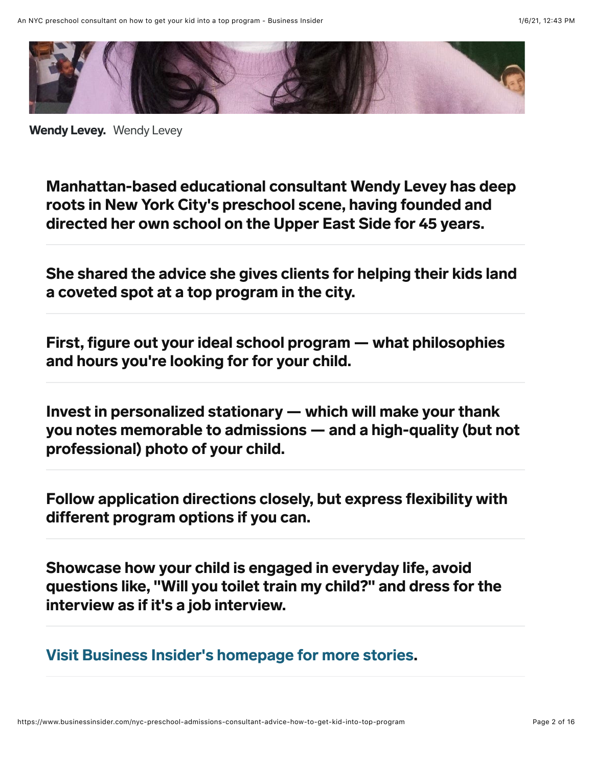**Wendy Levey.** Wendy Levey

**Manhattan-based educational consultant Wendy Levey has deep roots in New York City's preschool scene, having founded and directed her own school on the Upper East Side for 45 years.**

**She shared the advice she gives clients for helping their kids land a coveted spot at a top program in the city.**

**First, figure out your ideal school program — what philosophies and hours you're looking for for your child.**

**Invest in personalized stationary — which will make your thank you notes memorable to admissions — and a high-quality (but not professional) photo of your child.**

**Follow application directions closely, but express flexibility with different program options if you can.**

**Showcase how your child is engaged in everyday life, avoid questions like, "Will you toilet train my child?" and dress for the interview as if it's a job interview.**

**Visit Business Insider's homepage for more stories.**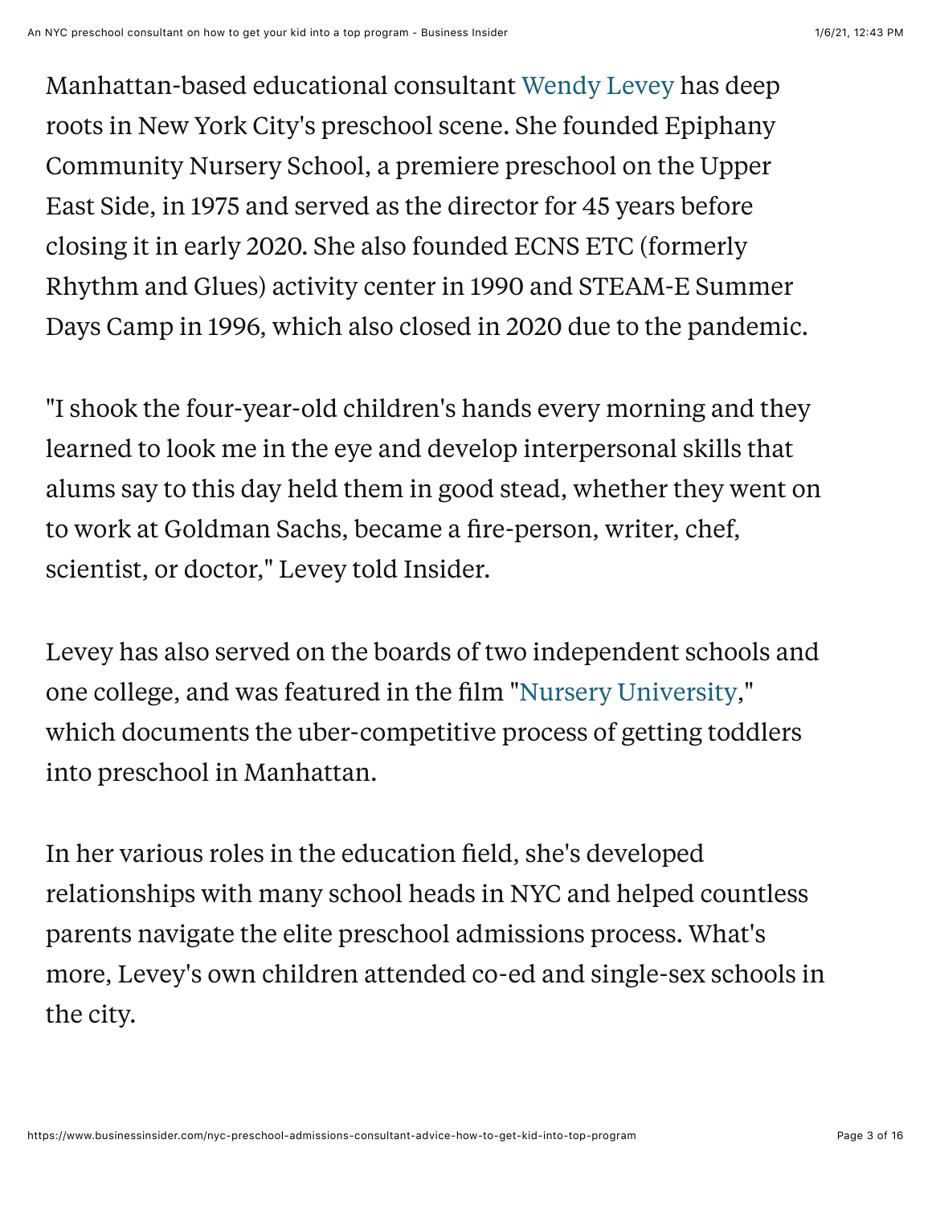Manhattan-based educational consultant Wendy Levey has deep roots in New York City's preschool scene. She founded Epiphany Community Nursery School, a premiere preschool on the Upper East Side, in 1975 and served as the director for 45 years before closing it in early 2020. She also founded ECNS ETC (formerly Rhythm and Glues) activity center in 1990 and STEAM-E Summer Days Camp in 1996, which also closed in 2020 due to the pandemic.

"I shook the four-year-old children's hands every morning and they learned to look me in the eye and develop interpersonal skills that alums say to this day held them in good stead, whether they went on to work at Goldman Sachs, became a fire-person, writer, chef, scientist, or doctor," Levey told Insider.

Levey has also served on the boards of two independent schools and one college, and was featured in the film "Nursery University," which documents the uber-competitive process of getting toddlers into preschool in Manhattan.

In her various roles in the education field, she's developed relationships with many school heads in NYC and helped countless parents navigate the elite preschool admissions process. What's more, Levey's own children attended co-ed and single-sex schools in the city.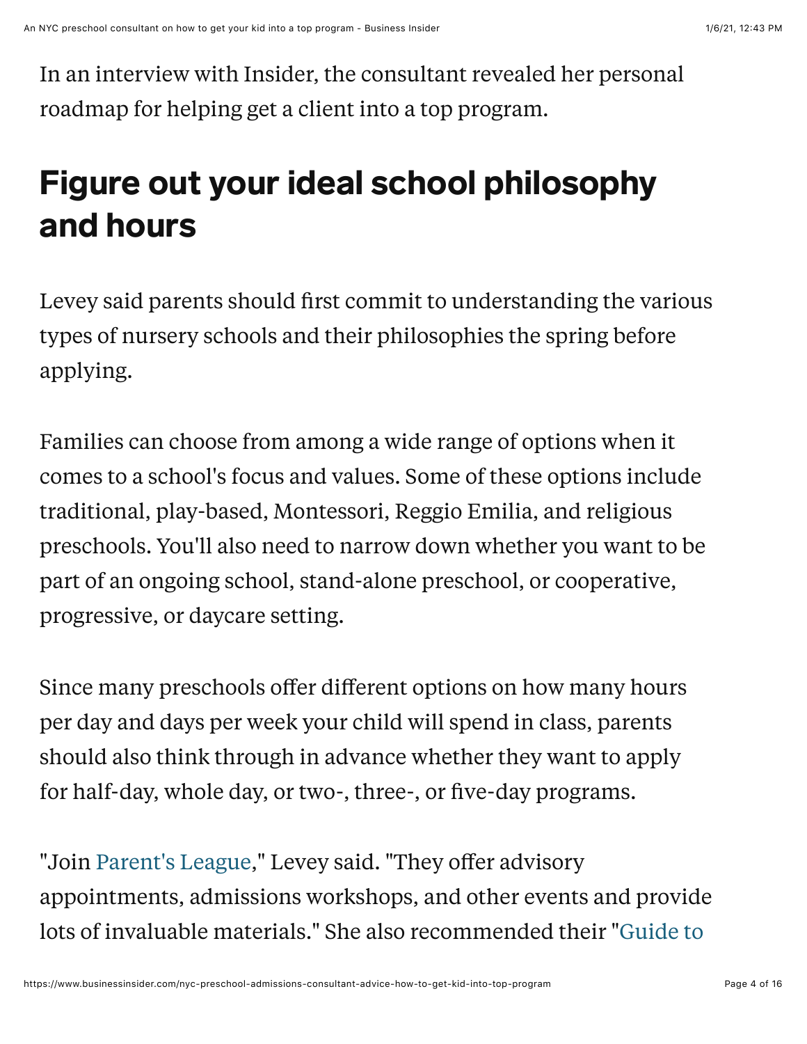In an interview with Insider, the consultant revealed her personal roadmap for helping get a client into a top program.

## Figure out your ideal school philosophy and hours

Levey said parents should first commit to understanding the various types of nursery schools and their philosophies the spring before applying.

Families can choose from among a wide range of options when it comes to a school's focus and values. Some of these options include traditional, play-based, Montessori, Reggio Emilia, and religious preschools. You'll also need to narrow down whether you want to be part of an ongoing school, stand-alone preschool, or cooperative, progressive, or daycare setting.

Since many preschools offer different options on how many hours per day and days per week your child will spend in class, parents should also think through in advance whether they want to apply for half-day, whole day, or two-, three-, or five-day programs.

"Join Parent's League," Levey said. "They offer advisory appointments, admissions workshops, and other events and provide lots of invaluable materials." She also recommended their "Guide to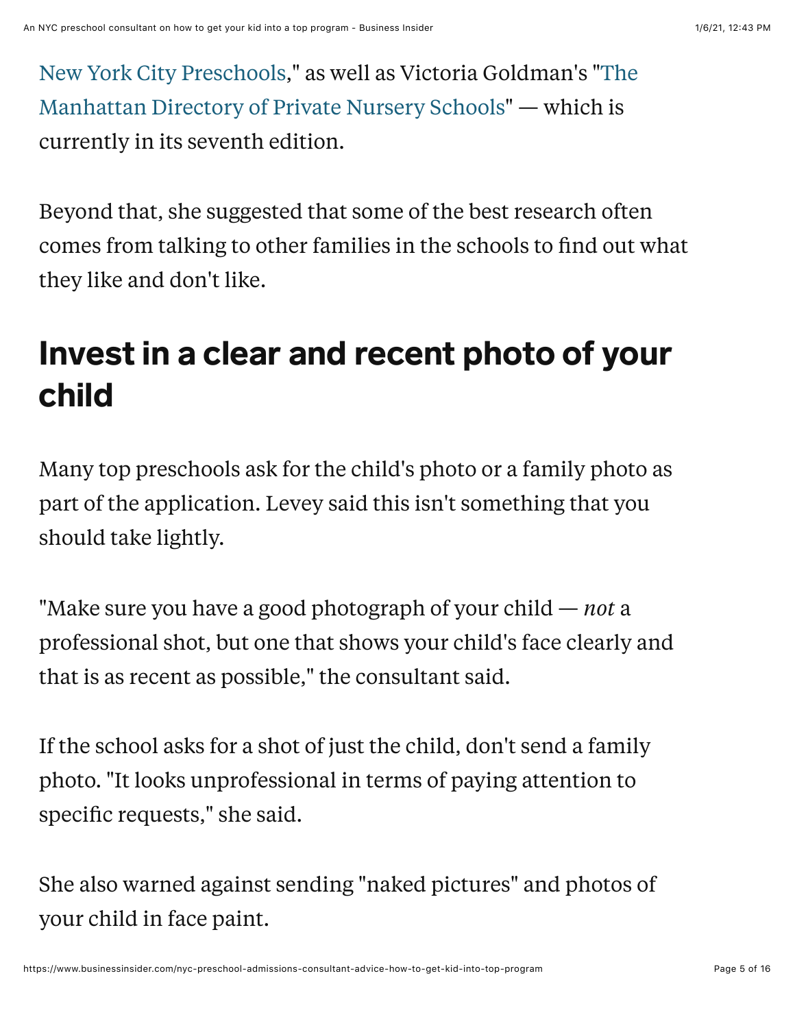New York City Preschools," as well as Victoria Goldman's "The Manhattan Directory of Private Nursery Schools" — which is currently in its seventh edition.

Beyond that, she suggested that some of the best research often comes from talking to other families in the schools to find out what they like and don't like.

## Invest in a clear and recent photo of your child

Many top preschools ask for the child's photo or a family photo as part of the application. Levey said this isn't something that you should take lightly.

"Make sure you have a good photograph of your child — *not* a professional shot, but one that shows your child's face clearly and that is as recent as possible," the consultant said.

If the school asks for a shot of just the child, don't send a family photo. "It looks unprofessional in terms of paying attention to specific requests," she said.

She also warned against sending "naked pictures" and photos of your child in face paint.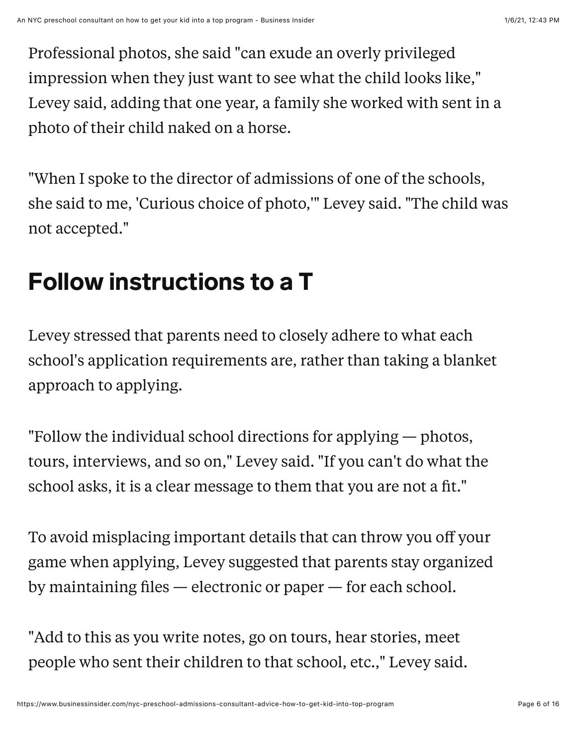Professional photos, she said "can exude an overly privileged impression when they just want to see what the child looks like," Levey said, adding that one year, a family she worked with sent in a photo of their child naked on a horse.

"When I spoke to the director of admissions of one of the schools, she said to me, 'Curious choice of photo,'" Levey said. "The child was not accepted."

## Follow instructions to a T

Levey stressed that parents need to closely adhere to what each school's application requirements are, rather than taking a blanket approach to applying.

"Follow the individual school directions for applying — photos, tours, interviews, and so on," Levey said. "If you can't do what the school asks, it is a clear message to them that you are not a fit."

To avoid misplacing important details that can throw you off your game when applying, Levey suggested that parents stay organized by maintaining files — electronic or paper — for each school.

"Add to this as you write notes, go on tours, hear stories, meet people who sent their children to that school, etc.," Levey said.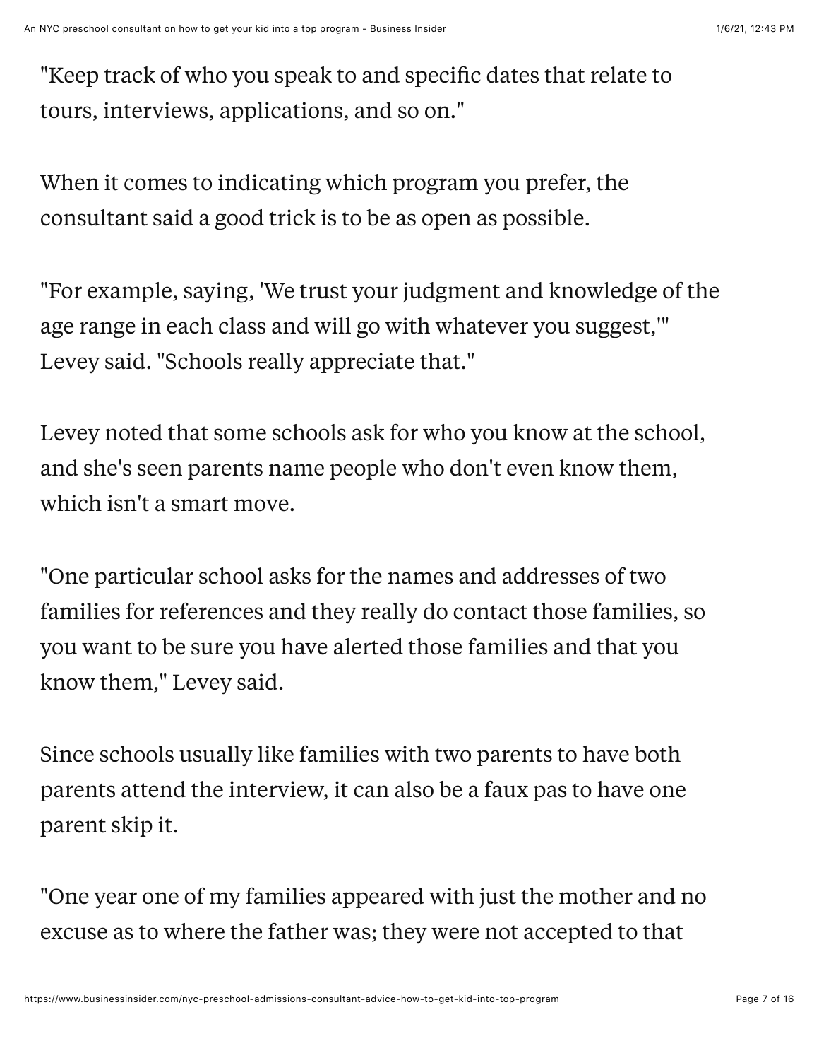"Keep track of who you speak to and specific dates that relate to tours, interviews, applications, and so on."

When it comes to indicating which program you prefer, the consultant said a good trick is to be as open as possible.

"For example, saying, 'We trust your judgment and knowledge of the age range in each class and will go with whatever you suggest,'" Levey said. "Schools really appreciate that."

Levey noted that some schools ask for who you know at the school, and she's seen parents name people who don't even know them, which isn't a smart move.

"One particular school asks for the names and addresses of two families for references and they really do contact those families, so you want to be sure you have alerted those families and that you know them," Levey said.

Since schools usually like families with two parents to have both parents attend the interview, it can also be a faux pas to have one parent skip it.

"One year one of my families appeared with just the mother and no excuse as to where the father was; they were not accepted to that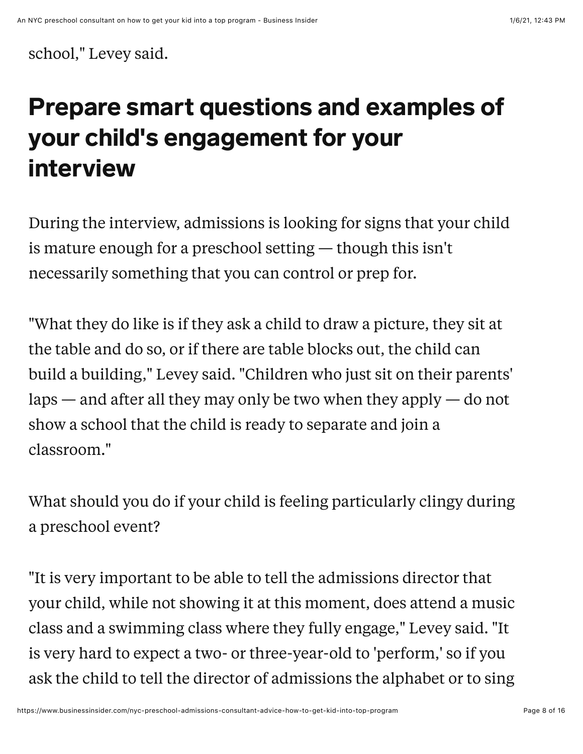school," Levey said.

## Prepare smart questions and examples of your child's engagement for your interview

During the interview, admissions is looking for signs that your child is mature enough for a preschool setting — though this isn't necessarily something that you can control or prep for.

"What they do like is if they ask a child to draw a picture, they sit at the table and do so, or if there are table blocks out, the child can build a building," Levey said. "Children who just sit on their parents' laps — and after all they may only be two when they apply — do not show a school that the child is ready to separate and join a classroom."

What should you do if your child is feeling particularly clingy during a preschool event?

"It is very important to be able to tell the admissions director that your child, while not showing it at this moment, does attend a music class and a swimming class where they fully engage," Levey said. "It is very hard to expect a two- or three-year-old to 'perform,' so if you ask the child to tell the director of admissions the alphabet or to sing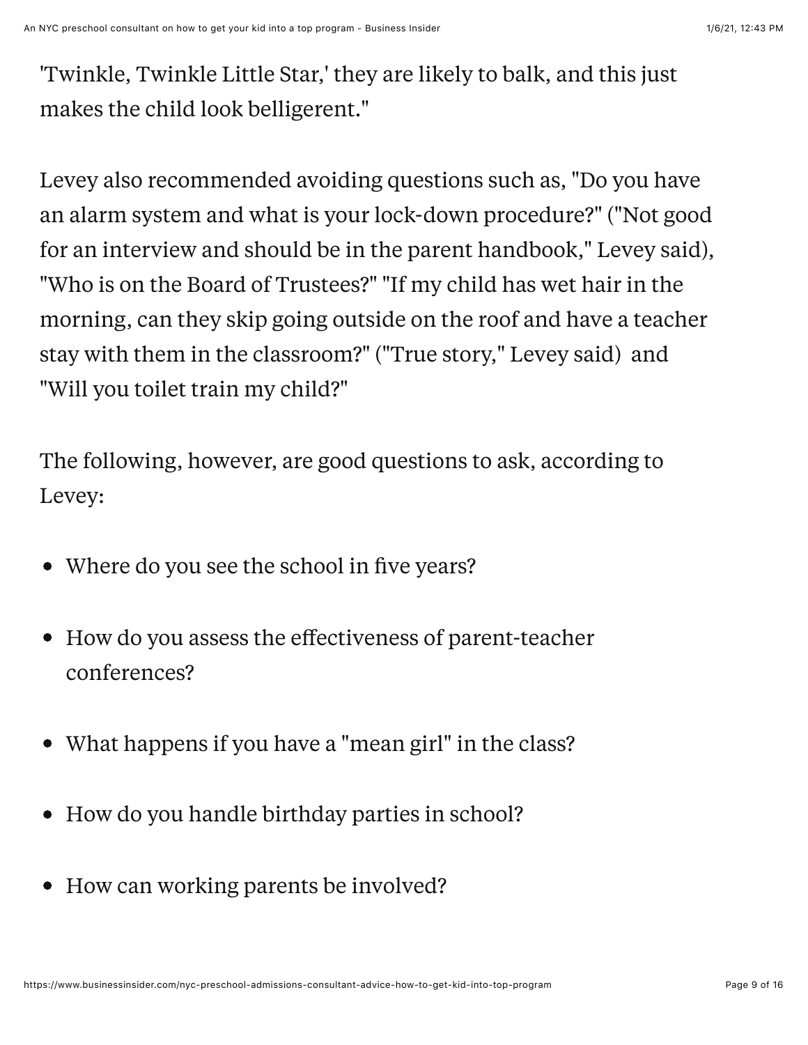'Twinkle, Twinkle Little Star,' they are likely to balk, and this just makes the child look belligerent."

Levey also recommended avoiding questions such as, "Do you have an alarm system and what is your lock-down procedure?" ("Not good for an interview and should be in the parent handbook," Levey said), "Who is on the Board of Trustees?" "If my child has wet hair in the morning, can they skip going outside on the roof and have a teacher stay with them in the classroom?" ("True story," Levey said) and "Will you toilet train my child?"

The following, however, are good questions to ask, according to Levey:

- Where do you see the school in five years?
- How do you assess the effectiveness of parent-teacher conferences?
- What happens if you have a "mean girl" in the class?
- How do you handle birthday parties in school?
- How can working parents be involved?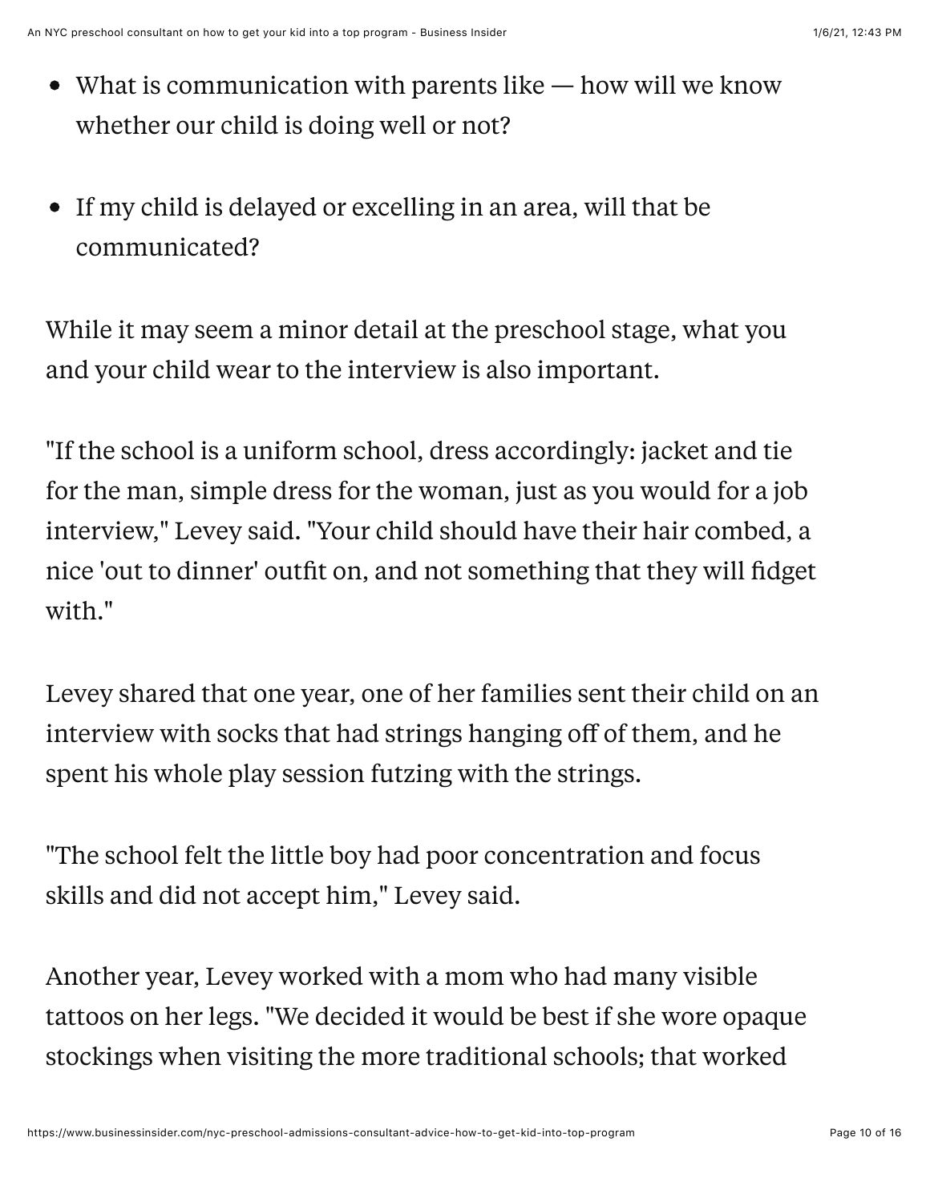- What is communication with parents like — how will we know whether our child is doing well or not?

- If my child is delayed or excelling in an area, will that be communicated?

While it may seem a minor detail at the preschool stage, what you and your child wear to the interview is also important.

"If the school is a uniform school, dress accordingly: jacket and tie for the man, simple dress for the woman, just as you would for a job interview," Levey said. "Your child should have their hair combed, a nice 'out to dinner' outfit on, and not something that they will fidget with."

Levey shared that one year, one of her families sent their child on an interview with socks that had strings hanging off of them, and he spent his whole play session futzing with the strings.

"The school felt the little boy had poor concentration and focus skills and did not accept him," Levey said.

Another year, Levey worked with a mom who had many visible tattoos on her legs. "We decided it would be best if she wore opaque stockings when visiting the more traditional schools; that worked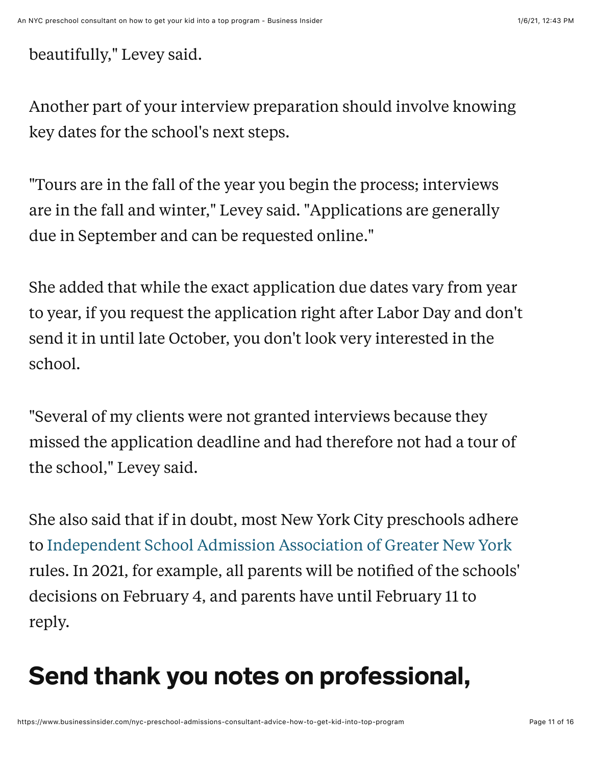beautifully," Levey said.

Another part of your interview preparation should involve knowing key dates for the school's next steps.

"Tours are in the fall of the year you begin the process; interviews are in the fall and winter," Levey said. "Applications are generally due in September and can be requested online."

She added that while the exact application due dates vary from year to year, if you request the application right after Labor Day and don't send it in until late October, you don't look very interested in the school.

"Several of my clients were not granted interviews because they missed the application deadline and had therefore not had a tour of the school," Levey said.

She also said that if in doubt, most New York City preschools adhere to Independent School Admission Association of Greater New York rules. In 2021, for example, all parents will be notified of the schools' decisions on February 4, and parents have until February 11 to reply.

## Send thank you notes on professional,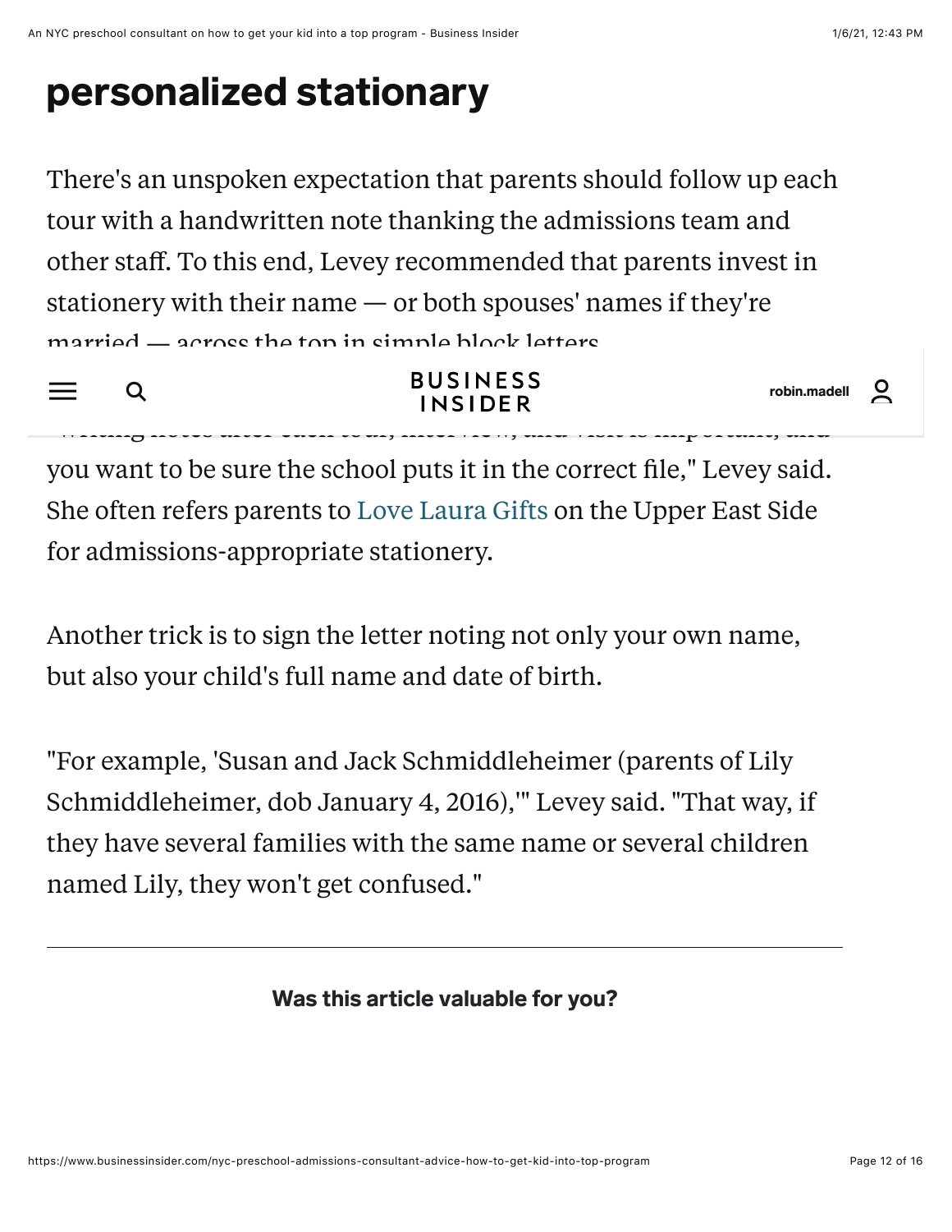## personalized stationary

There's an unspoken expectation that parents should follow up each tour with a handwritten note thanking the admissions team and other staff. To this end, Levey recommended that parents invest in stationery with their name — or both spouses' names if they're married — across the top in simple block letters.

"Writing notes after each tour, interview, and visit is important, and you want to be sure the school puts it in the correct file," Levey said. She often refers parents to Love Laura Gifts on the Upper East Side for admissions-appropriate stationery.

Another trick is to sign the letter noting not only your own name, but also your child's full name and date of birth.

"For example, 'Susan and Jack Schmiddleheimer (parents of Lily Schmiddleheimer, dob January 4, 2016),'" Levey said. "That way, if they have several families with the same name or several children named Lily, they won't get confused."

---

**Was this article valuable for you?**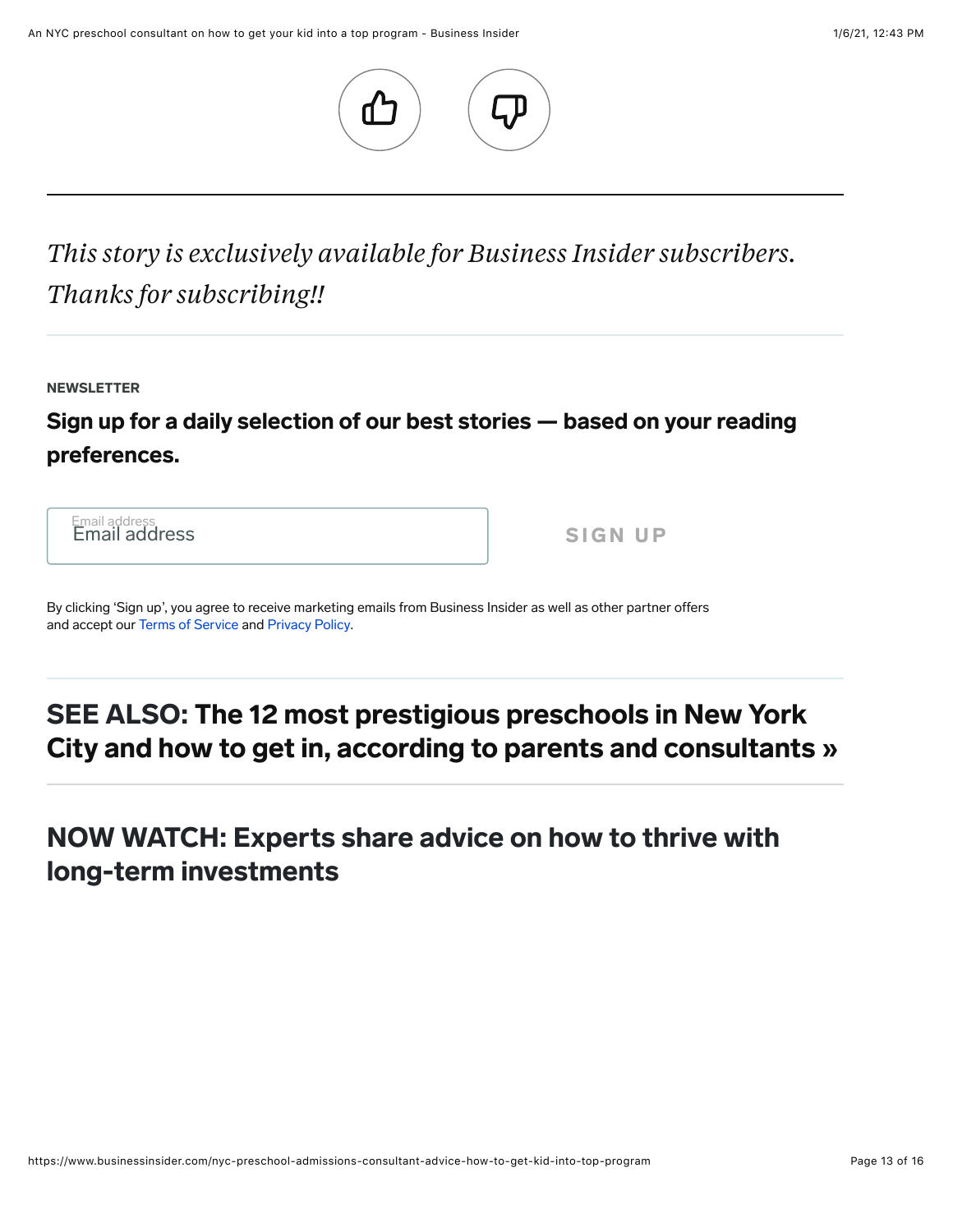*This story is exclusively available for Business Insider subscribers. Thanks for subscribing!!*

**NEWSLETTER**

**Sign up for a daily selection of our best stories — based on your reading preferences.**

Email address

SIGN UP

By clicking 'Sign up', you agree to receive marketing emails from Business Insider as well as other partner offers and accept our Terms of Service and Privacy Policy.

## SEE ALSO: The 12 most prestigious preschools in New York City and how to get in, according to parents and consultants »

## NOW WATCH: Experts share advice on how to thrive with long-term investments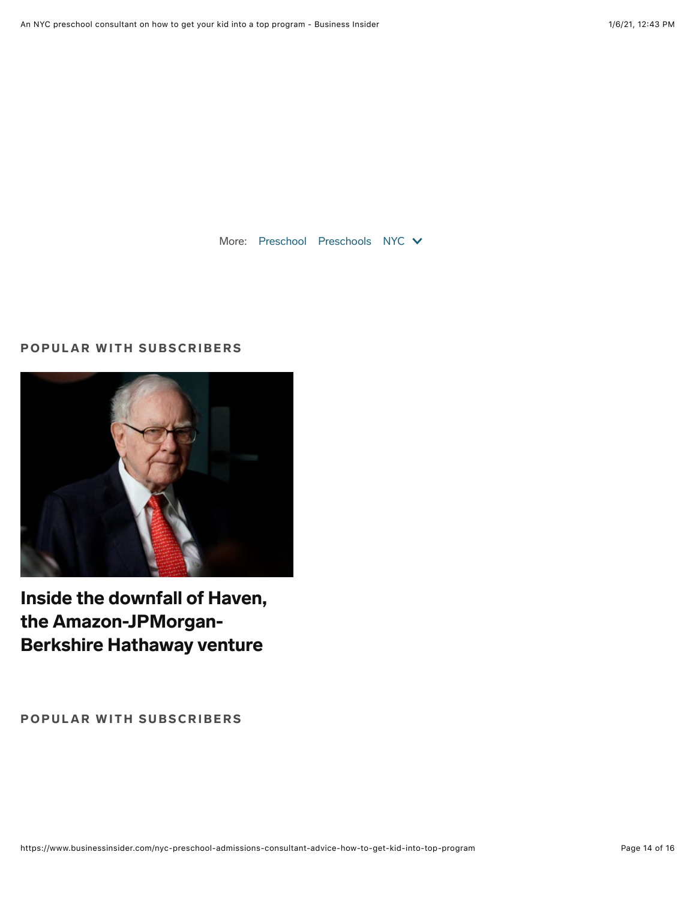More: Preschool Preschools NYC

## POPULAR WITH SUBSCRIBERS

**Inside the downfall of Haven, the Amazon-JPMorgan-Berkshire Hathaway venture**

## POPULAR WITH SUBSCRIBERS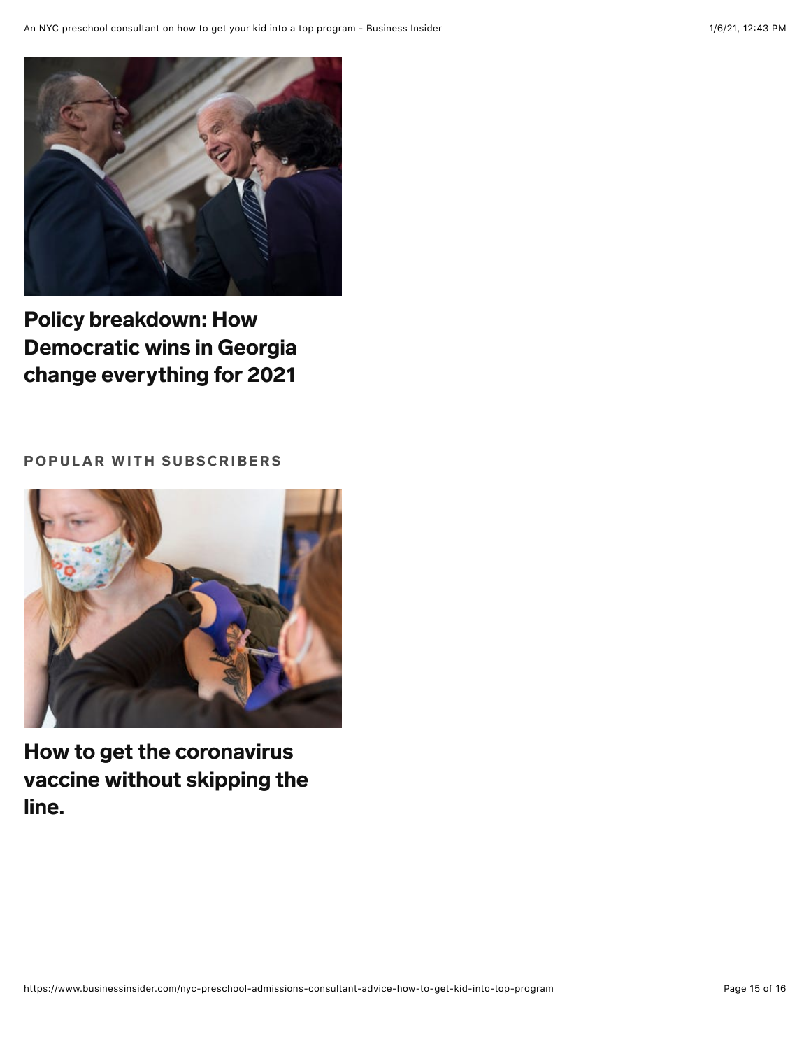**Policy breakdown: How Democratic wins in Georgia change everything for 2021**

POPULAR WITH SUBSCRIBERS

**How to get the coronavirus vaccine without skipping the line.**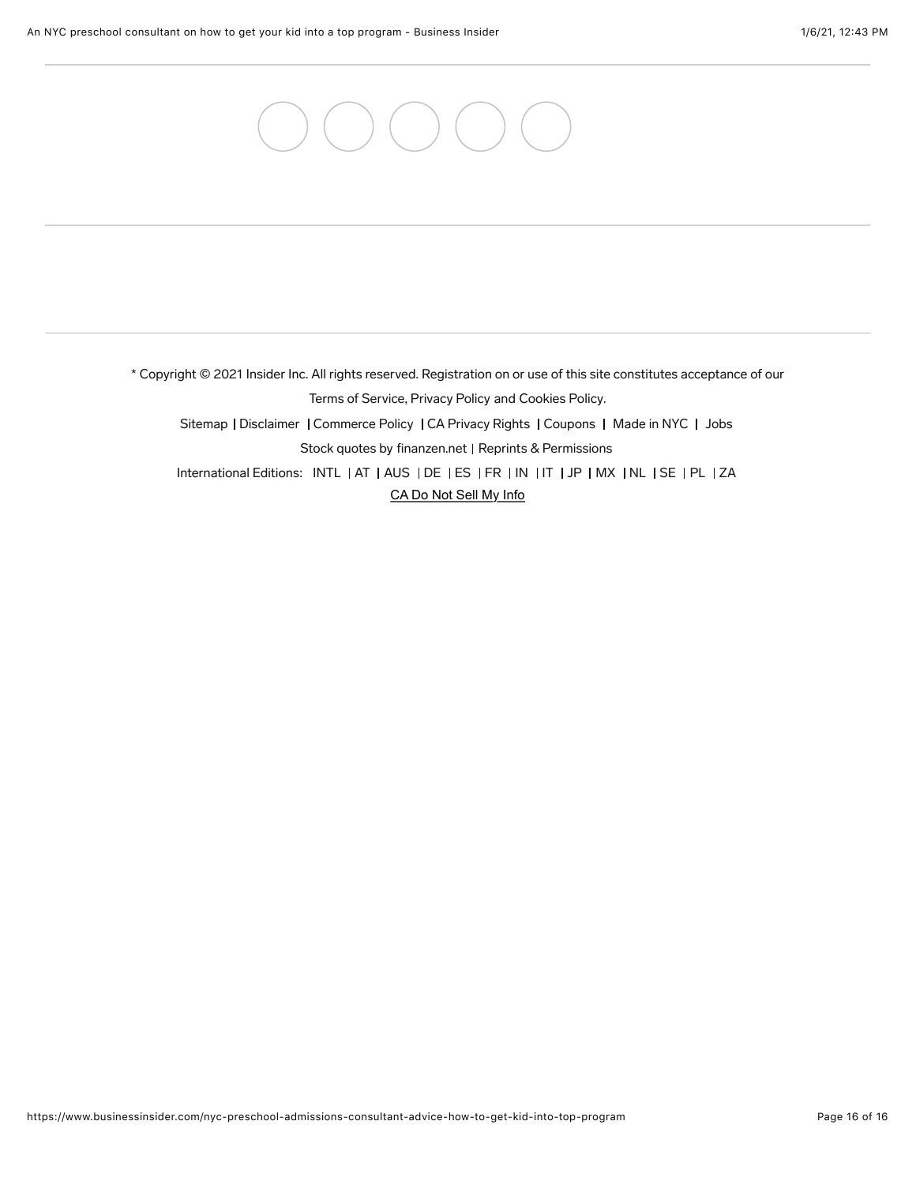* Copyright © 2021 Insider Inc. All rights reserved. Registration on or use of this site constitutes acceptance of our Terms of Service, Privacy Policy and Cookies Policy.

Sitemap | Disclaimer | Commerce Policy | CA Privacy Rights | Coupons | Made in NYC | Jobs

Stock quotes by finanzen.net | Reprints & Permissions

International Editions: INTL | AT | AUS | DE | ES | FR | IN | IT | JP | MX | NL | SE | PL | ZA

CA Do Not Sell My Info